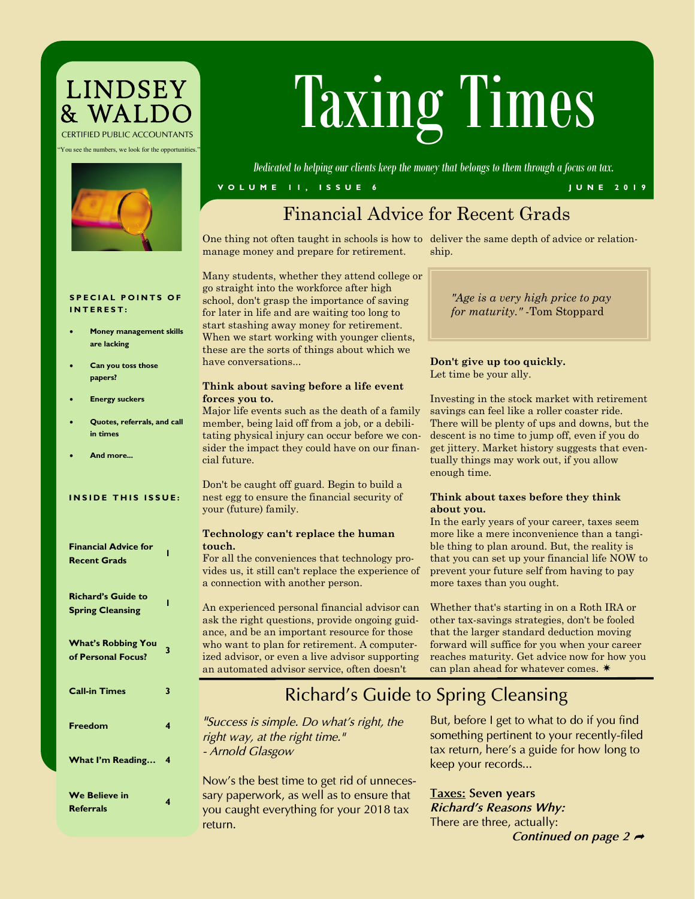# Taxing Times

LINDSEY & WALDO
CERTIFIED PUBLIC ACCOUNTANTS

"You see the numbers, we look for the opportunities."

*Dedicated to helping our clients keep the money that belongs to them through a focus on tax.*

VOLUME II, ISSUE 6 — JUNE 2019

**SPECIAL POINTS OF INTEREST:**

- Money management skills are lacking
- Can you toss those papers?
- Energy suckers
- Quotes, referrals, and call in times
- And more...

**INSIDE THIS ISSUE:**

| | |
|---|---|
| Financial Advice for Recent Grads | 1 |
| Richard's Guide to Spring Cleansing | 1 |
| What's Robbing You of Personal Focus? | 3 |
| Call-in Times | 3 |
| Freedom | 4 |
| What I'm Reading... | 4 |
| We Believe in Referrals | 4 |

## Financial Advice for Recent Grads

One thing not often taught in schools is how to manage money and prepare for retirement.

Many students, whether they attend college or go straight into the workforce after high school, don't grasp the importance of saving for later in life and are waiting too long to start stashing away money for retirement. When we start working with younger clients, these are the sorts of things about which we have conversations...

**Think about saving before a life event forces you to.**
Major life events such as the death of a family member, being laid off from a job, or a debilitating physical injury can occur before we consider the impact they could have on our financial future.

Don't be caught off guard. Begin to build a nest egg to ensure the financial security of your (future) family.

**Technology can't replace the human touch.**
For all the conveniences that technology provides us, it still can't replace the experience of a connection with another person.

An experienced personal financial advisor can ask the right questions, provide ongoing guidance, and be an important resource for those who want to plan for retirement. A computerized advisor, or even a live advisor supporting an automated advisor service, often doesn't deliver the same depth of advice or relationship.

> *"Age is a very high price to pay for maturity."* -Tom Stoppard

**Don't give up too quickly.**
Let time be your ally.

Investing in the stock market with retirement savings can feel like a roller coaster ride. There will be plenty of ups and downs, but the descent is no time to jump off, even if you do get jittery. Market history suggests that eventually things may work out, if you allow enough time.

**Think about taxes before they think about you.**
In the early years of your career, taxes seem more like a mere inconvenience than a tangible thing to plan around. But, the reality is that you can set up your financial life NOW to prevent your future self from having to pay more taxes than you ought.

Whether that's starting in on a Roth IRA or other tax-savings strategies, don't be fooled that the larger standard deduction moving forward will suffice for you when your career reaches maturity. Get advice now for how you can plan ahead for whatever comes. ✷

## Richard's Guide to Spring Cleansing

*"Success is simple. Do what's right, the right way, at the right time."*
*- Arnold Glasgow*

Now's the best time to get rid of unnecessary paperwork, as well as to ensure that you caught everything for your 2018 tax return.

But, before I get to what to do if you find something pertinent to your recently-filed tax return, here's a guide for how long to keep your records...

<u>Taxes:</u> **Seven years**
***Richard's Reasons Why:***
There are three, actually:

***Continued on page 2*** ➦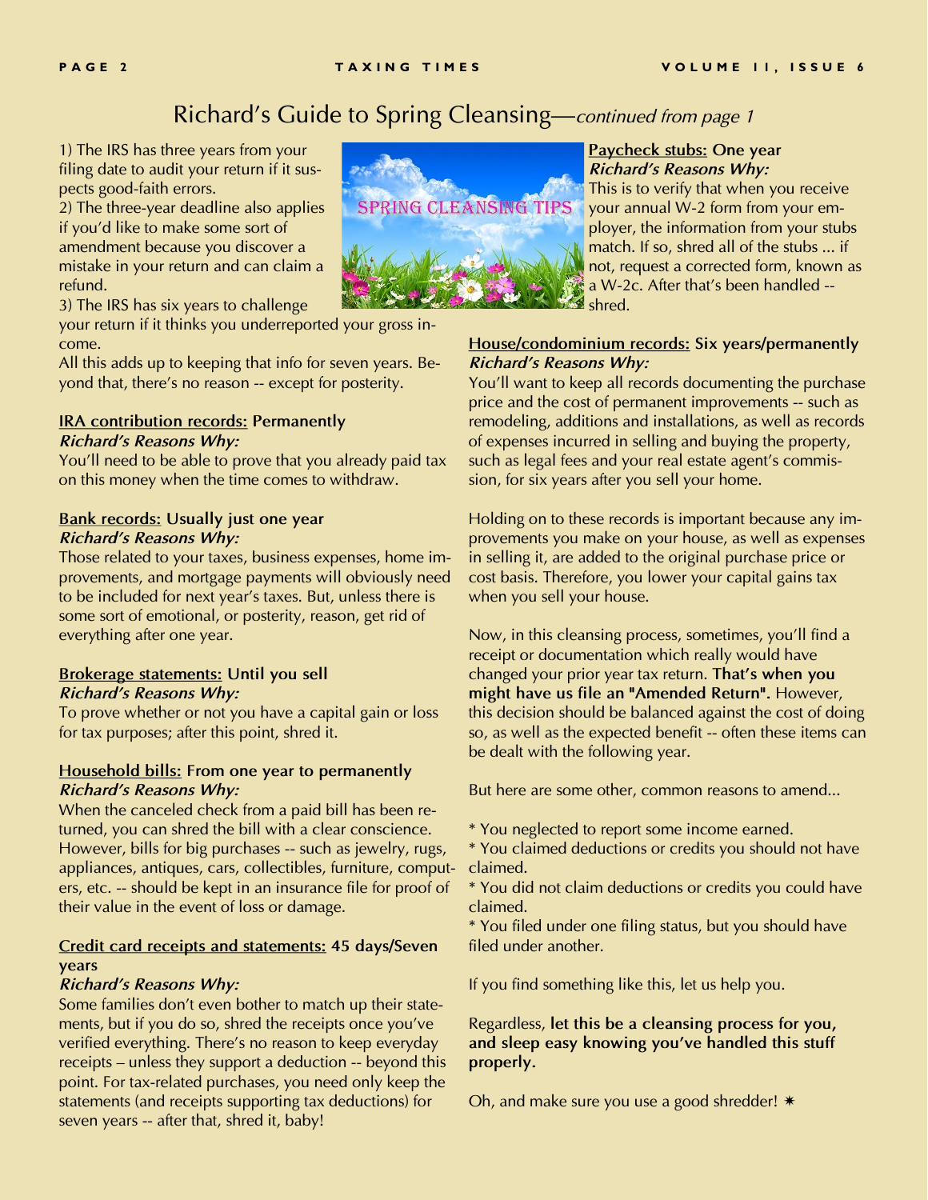# Richard's Guide to Spring Cleansing—*continued from page 1*

1) The IRS has three years from your filing date to audit your return if it suspects good-faith errors.
2) The three-year deadline also applies if you'd like to make some sort of amendment because you discover a mistake in your return and can claim a refund.
3) The IRS has six years to challenge your return if it thinks you underreported your gross income.
All this adds up to keeping that info for seven years. Beyond that, there's no reason -- except for posterity.

**<u>IRA contribution records:</u> Permanently**
***Richard's Reasons Why:***
You'll need to be able to prove that you already paid tax on this money when the time comes to withdraw.

**<u>Bank records:</u> Usually just one year**
***Richard's Reasons Why:***
Those related to your taxes, business expenses, home improvements, and mortgage payments will obviously need to be included for next year's taxes. But, unless there is some sort of emotional, or posterity, reason, get rid of everything after one year.

**<u>Brokerage statements:</u> Until you sell**
***Richard's Reasons Why:***
To prove whether or not you have a capital gain or loss for tax purposes; after this point, shred it.

**<u>Household bills:</u> From one year to permanently**
***Richard's Reasons Why:***
When the canceled check from a paid bill has been returned, you can shred the bill with a clear conscience. However, bills for big purchases -- such as jewelry, rugs, appliances, antiques, cars, collectibles, furniture, computers, etc. -- should be kept in an insurance file for proof of their value in the event of loss or damage.

**<u>Credit card receipts and statements:</u> 45 days/Seven years**
***Richard's Reasons Why:***
Some families don't even bother to match up their statements, but if you do so, shred the receipts once you've verified everything. There's no reason to keep everyday receipts – unless they support a deduction -- beyond this point. For tax-related purchases, you need only keep the statements (and receipts supporting tax deductions) for seven years -- after that, shred it, baby!

**<u>Paycheck stubs:</u> One year**
***Richard's Reasons Why:***
This is to verify that when you receive your annual W-2 form from your employer, the information from your stubs match. If so, shred all of the stubs ... if not, request a corrected form, known as a W-2c. After that's been handled -- shred.

**<u>House/condominium records:</u> Six years/permanently**
***Richard's Reasons Why:***
You'll want to keep all records documenting the purchase price and the cost of permanent improvements -- such as remodeling, additions and installations, as well as records of expenses incurred in selling and buying the property, such as legal fees and your real estate agent's commission, for six years after you sell your home.

Holding on to these records is important because any improvements you make on your house, as well as expenses in selling it, are added to the original purchase price or cost basis. Therefore, you lower your capital gains tax when you sell your house.

Now, in this cleansing process, sometimes, you'll find a receipt or documentation which really would have changed your prior year tax return. **That's when you might have us file an "Amended Return".** However, this decision should be balanced against the cost of doing so, as well as the expected benefit -- often these items can be dealt with the following year.

But here are some other, common reasons to amend...

* You neglected to report some income earned.
* You claimed deductions or credits you should not have claimed.
* You did not claim deductions or credits you could have claimed.
* You filed under one filing status, but you should have filed under another.

If you find something like this, let us help you.

Regardless, **let this be a cleansing process for you, and sleep easy knowing you've handled this stuff properly.**

Oh, and make sure you use a good shredder! ✷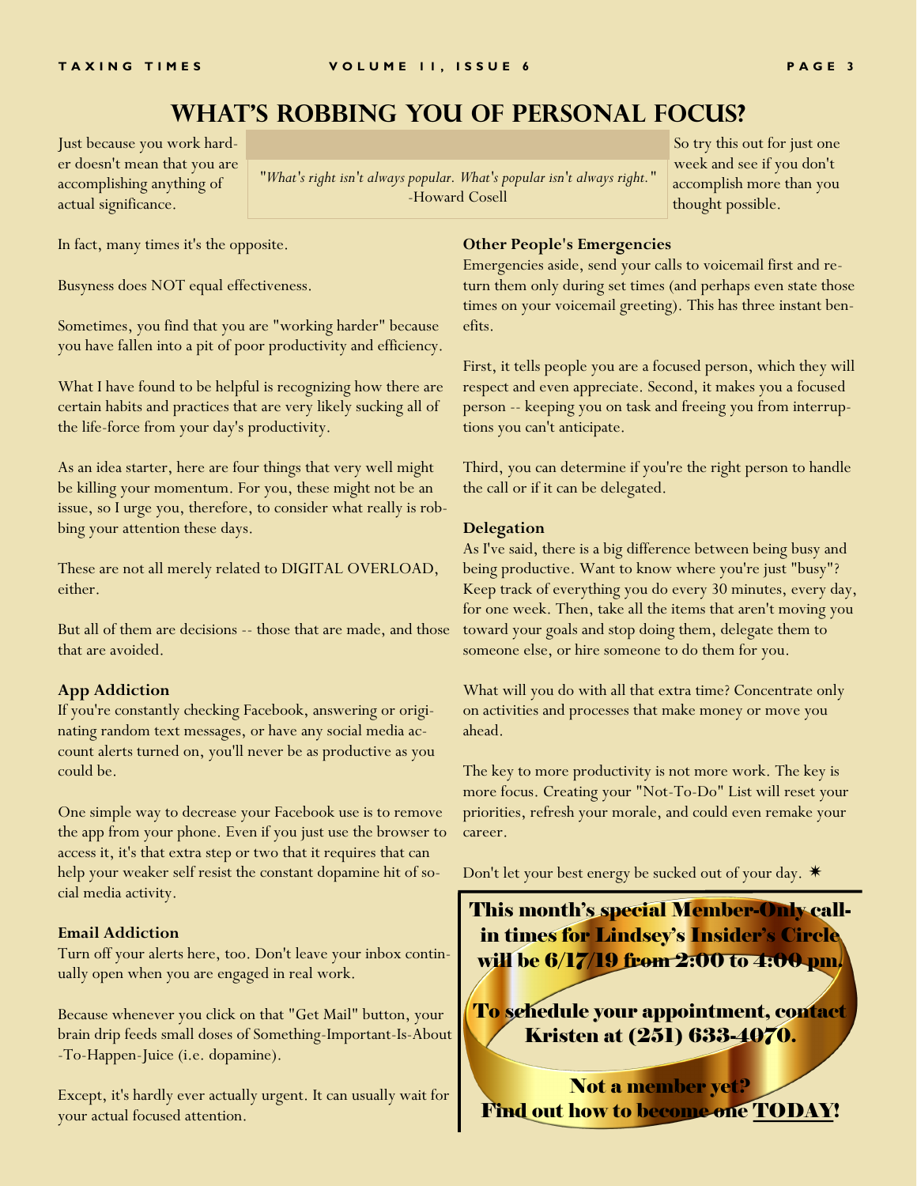# What's Robbing You of Personal Focus?

Just because you work harder doesn't mean that you are accomplishing anything of actual significance.

> "*What's right isn't always popular. What's popular isn't always right.*"
> -Howard Cosell

So try this out for just one week and see if you don't accomplish more than you thought possible.

In fact, many times it's the opposite.

Busyness does NOT equal effectiveness.

Sometimes, you find that you are "working harder" because you have fallen into a pit of poor productivity and efficiency.

What I have found to be helpful is recognizing how there are certain habits and practices that are very likely sucking all of the life-force from your day's productivity.

As an idea starter, here are four things that very well might be killing your momentum. For you, these might not be an issue, so I urge you, therefore, to consider what really is robbing your attention these days.

These are not all merely related to DIGITAL OVERLOAD, either.

But all of them are decisions -- those that are made, and those that are avoided.

**App Addiction**

If you're constantly checking Facebook, answering or originating random text messages, or have any social media account alerts turned on, you'll never be as productive as you could be.

One simple way to decrease your Facebook use is to remove the app from your phone. Even if you just use the browser to access it, it's that extra step or two that it requires that can help your weaker self resist the constant dopamine hit of social media activity.

**Email Addiction**

Turn off your alerts here, too. Don't leave your inbox continually open when you are engaged in real work.

Because whenever you click on that "Get Mail" button, your brain drip feeds small doses of Something-Important-Is-About-To-Happen-Juice (i.e. dopamine).

Except, it's hardly ever actually urgent. It can usually wait for your actual focused attention.

**Other People's Emergencies**

Emergencies aside, send your calls to voicemail first and return them only during set times (and perhaps even state those times on your voicemail greeting). This has three instant benefits.

First, it tells people you are a focused person, which they will respect and even appreciate. Second, it makes you a focused person -- keeping you on task and freeing you from interruptions you can't anticipate.

Third, you can determine if you're the right person to handle the call or if it can be delegated.

**Delegation**

As I've said, there is a big difference between being busy and being productive. Want to know where you're just "busy"? Keep track of everything you do every 30 minutes, every day, for one week. Then, take all the items that aren't moving you toward your goals and stop doing them, delegate them to someone else, or hire someone to do them for you.

What will you do with all that extra time? Concentrate only on activities and processes that make money or move you ahead.

The key to more productivity is not more work. The key is more focus. Creating your "Not-To-Do" List will reset your priorities, refresh your morale, and could even remake your career.

Don't let your best energy be sucked out of your day. ✷

**This month's special Member-Only call-in times for Lindsey's Insider's Circle will be 6/17/19 from 2:00 to 4:00 pm.**

**To schedule your appointment, contact Kristen at (251) 633-4070.**

**Not a member yet?**
**Find out how to become one TODAY!**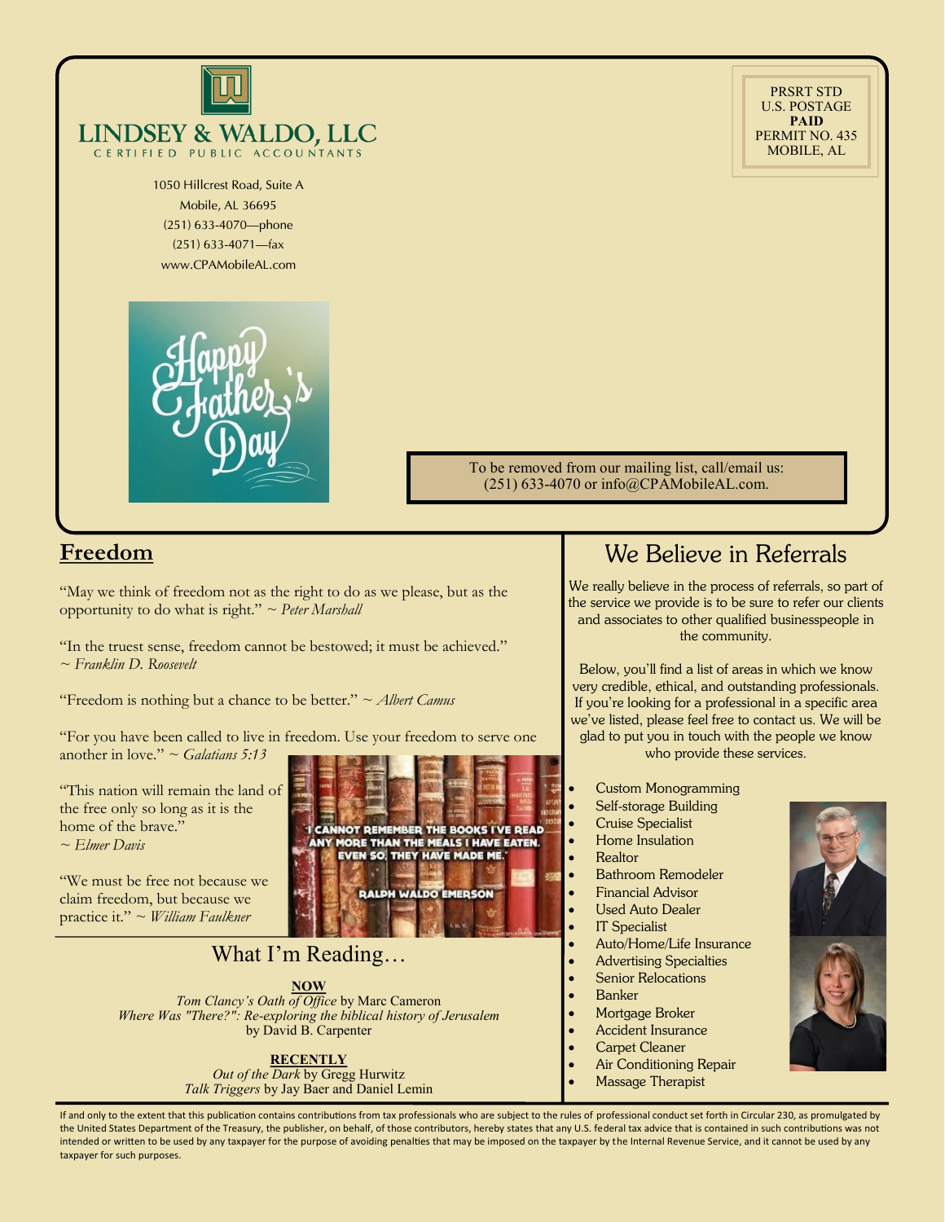# LINDSEY & WALDO, LLC

CERTIFIED PUBLIC ACCOUNTANTS

1050 Hillcrest Road, Suite A
Mobile, AL 36695
(251) 633-4070—phone
(251) 633-4071—fax
www.CPAMobileAL.com

PRSRT STD
U.S. POSTAGE
**PAID**
PERMIT NO. 435
MOBILE, AL

To be removed from our mailing list, call/email us:
(251) 633-4070 or info@CPAMobileAL.com.

## Freedom

"May we think of freedom not as the right to do as we please, but as the opportunity to do what is right." ~ *Peter Marshall*

"In the truest sense, freedom cannot be bestowed; it must be achieved." ~ *Franklin D. Roosevelt*

"Freedom is nothing but a chance to be better." ~ *Albert Camus*

"For you have been called to live in freedom. Use your freedom to serve one another in love." ~ *Galatians 5:13*

"This nation will remain the land of the free only so long as it is the home of the brave." ~ *Elmer Davis*

"We must be free not because we claim freedom, but because we practice it." ~ *William Faulkner*

## What I'm Reading…

**NOW**

*Tom Clancy's Oath of Office* by Marc Cameron
*Where Was "There?": Re-exploring the biblical history of Jerusalem* by David B. Carpenter

**RECENTLY**

*Out of the Dark* by Gregg Hurwitz
*Talk Triggers* by Jay Baer and Daniel Lemin

## We Believe in Referrals

We really believe in the process of referrals, so part of the service we provide is to be sure to refer our clients and associates to other qualified businesspeople in the community.

Below, you'll find a list of areas in which we know very credible, ethical, and outstanding professionals. If you're looking for a professional in a specific area we've listed, please feel free to contact us. We will be glad to put you in touch with the people we know who provide these services.

- Custom Monogramming
- Self-storage Building
- Cruise Specialist
- Home Insulation
- Realtor
- Bathroom Remodeler
- Financial Advisor
- Used Auto Dealer
- IT Specialist
- Auto/Home/Life Insurance
- Advertising Specialties
- Senior Relocations
- Banker
- Mortgage Broker
- Accident Insurance
- Carpet Cleaner
- Air Conditioning Repair
- Massage Therapist

If and only to the extent that this publication contains contributions from tax professionals who are subject to the rules of professional conduct set forth in Circular 230, as promulgated by the United States Department of the Treasury, the publisher, on behalf, of those contributors, hereby states that any U.S. federal tax advice that is contained in such contributions was not intended or written to be used by any taxpayer for the purpose of avoiding penalties that may be imposed on the taxpayer by the Internal Revenue Service, and it cannot be used by any taxpayer for such purposes.